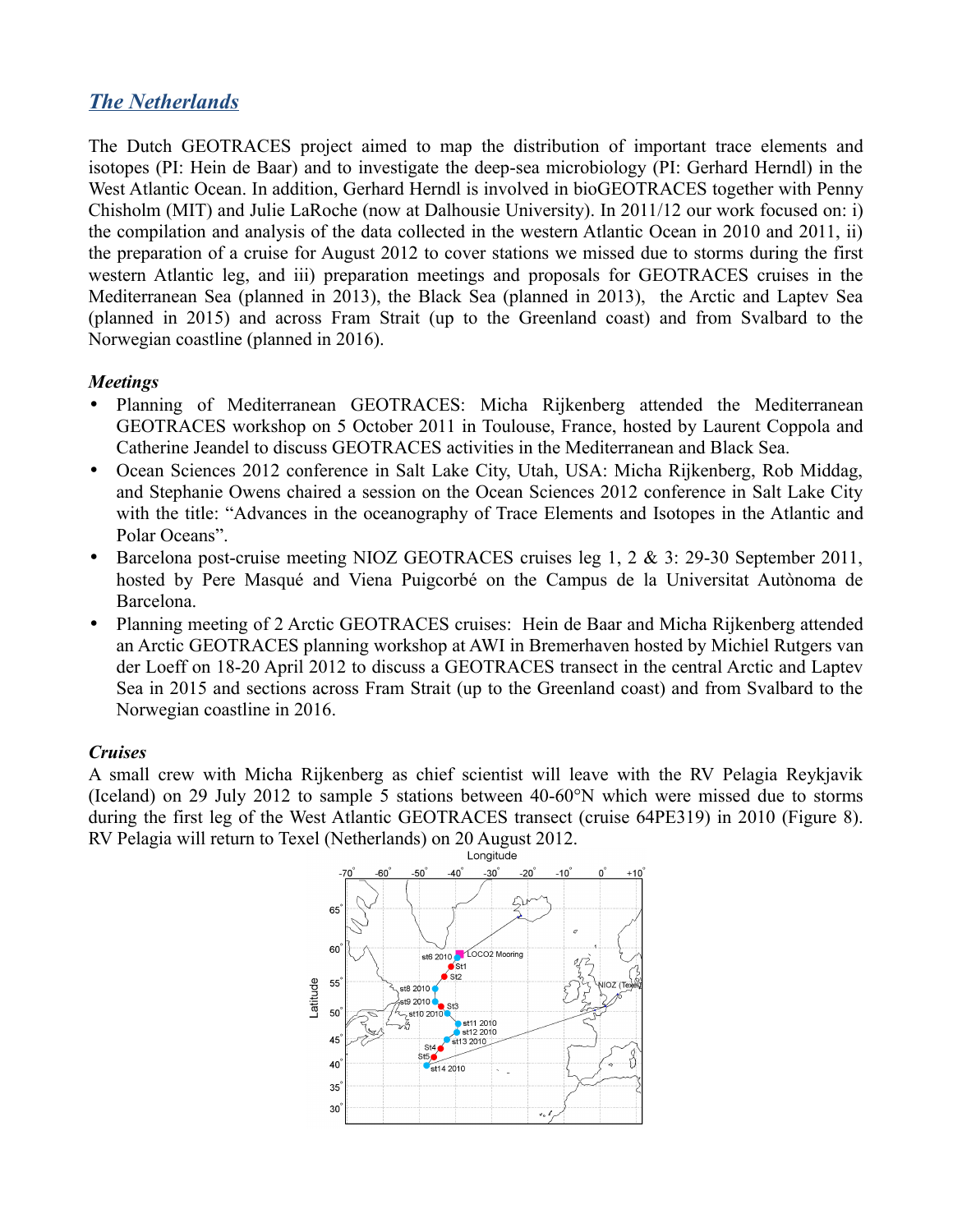## *The Netherlands*

The Dutch GEOTRACES project aimed to map the distribution of important trace elements and isotopes (PI: Hein de Baar) and to investigate the deep-sea microbiology (PI: Gerhard Herndl) in the West Atlantic Ocean. In addition, Gerhard Herndl is involved in bioGEOTRACES together with Penny Chisholm (MIT) and Julie LaRoche (now at Dalhousie University). In 2011/12 our work focused on: i) the compilation and analysis of the data collected in the western Atlantic Ocean in 2010 and 2011, ii) the preparation of a cruise for August 2012 to cover stations we missed due to storms during the first western Atlantic leg, and iii) preparation meetings and proposals for GEOTRACES cruises in the Mediterranean Sea (planned in 2013), the Black Sea (planned in 2013), the Arctic and Laptev Sea (planned in 2015) and across Fram Strait (up to the Greenland coast) and from Svalbard to the Norwegian coastline (planned in 2016).

### *Meetings*

- Planning of Mediterranean GEOTRACES: Micha Rijkenberg attended the Mediterranean GEOTRACES workshop on 5 October 2011 in Toulouse, France, hosted by Laurent Coppola and Catherine Jeandel to discuss GEOTRACES activities in the Mediterranean and Black Sea.
- Ocean Sciences 2012 conference in Salt Lake City, Utah, USA: Micha Rijkenberg, Rob Middag, and Stephanie Owens chaired a session on the Ocean Sciences 2012 conference in Salt Lake City with the title: "Advances in the oceanography of Trace Elements and Isotopes in the Atlantic and Polar Oceans".
- Barcelona post-cruise meeting NIOZ GEOTRACES cruises leg 1, 2 & 3: 29-30 September 2011, hosted by Pere Masqué and Viena Puigcorbé on the Campus de la Universitat Autònoma de Barcelona.
- Planning meeting of 2 Arctic GEOTRACES cruises: Hein de Baar and Micha Rijkenberg attended an Arctic GEOTRACES planning workshop at AWI in Bremerhaven hosted by Michiel Rutgers van der Loeff on 18-20 April 2012 to discuss a GEOTRACES transect in the central Arctic and Laptev Sea in 2015 and sections across Fram Strait (up to the Greenland coast) and from Svalbard to the Norwegian coastline in 2016.

### *Cruises*

A small crew with Micha Rijkenberg as chief scientist will leave with the RV Pelagia Reykjavik (Iceland) on 29 July 2012 to sample 5 stations between 40-60°N which were missed due to storms during the first leg of the West Atlantic GEOTRACES transect (cruise 64PE319) in 2010 (Figure 8). RV Pelagia will return to Texel (Netherlands) on 20 August 2012.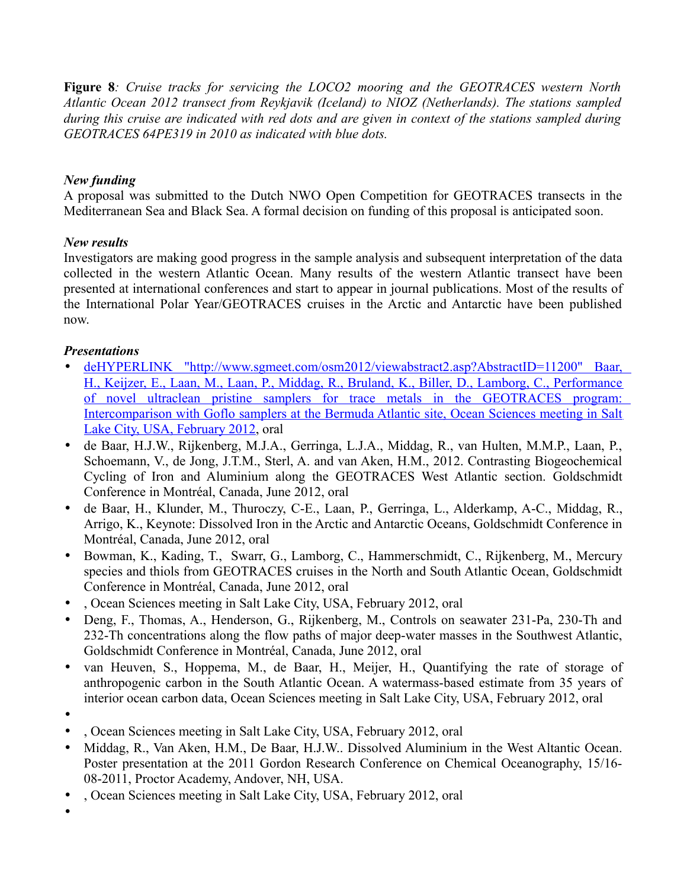**Figure 8***: Cruise tracks for servicing the LOCO2 mooring and the GEOTRACES western North Atlantic Ocean 2012 transect from Reykjavik (Iceland) to NIOZ (Netherlands). The stations sampled during this cruise are indicated with red dots and are given in context of the stations sampled during GEOTRACES 64PE319 in 2010 as indicated with blue dots.*

***New funding***

A proposal was submitted to the Dutch NWO Open Competition for GEOTRACES transects in the Mediterranean Sea and Black Sea. A formal decision on funding of this proposal is anticipated soon.

***New results***

Investigators are making good progress in the sample analysis and subsequent interpretation of the data collected in the western Atlantic Ocean. Many results of the western Atlantic transect have been presented at international conferences and start to appear in journal publications. Most of the results of the International Polar Year/GEOTRACES cruises in the Arctic and Antarctic have been published now.

***Presentations***

- deHYPERLINK "http://www.sgmeet.com/osm2012/viewabstract2.asp?AbstractID=11200" Baar, H., Keijzer, E., Laan, M., Laan, P., Middag, R., Bruland, K., Biller, D., Lamborg, C., Performance of novel ultraclean pristine samplers for trace metals in the GEOTRACES program: Intercomparison with Goflo samplers at the Bermuda Atlantic site, Ocean Sciences meeting in Salt Lake City, USA, February 2012, oral
- de Baar, H.J.W., Rijkenberg, M.J.A., Gerringa, L.J.A., Middag, R., van Hulten, M.M.P., Laan, P., Schoemann, V., de Jong, J.T.M., Sterl, A. and van Aken, H.M., 2012. Contrasting Biogeochemical Cycling of Iron and Aluminium along the GEOTRACES West Atlantic section. Goldschmidt Conference in Montréal, Canada, June 2012, oral
- de Baar, H., Klunder, M., Thuroczy, C-E., Laan, P., Gerringa, L., Alderkamp, A-C., Middag, R., Arrigo, K., Keynote: Dissolved Iron in the Arctic and Antarctic Oceans, Goldschmidt Conference in Montréal, Canada, June 2012, oral
- Bowman, K., Kading, T., Swarr, G., Lamborg, C., Hammerschmidt, C., Rijkenberg, M., Mercury species and thiols from GEOTRACES cruises in the North and South Atlantic Ocean, Goldschmidt Conference in Montréal, Canada, June 2012, oral
- , Ocean Sciences meeting in Salt Lake City, USA, February 2012, oral
- Deng, F., Thomas, A., Henderson, G., Rijkenberg, M., Controls on seawater 231-Pa, 230-Th and 232-Th concentrations along the flow paths of major deep-water masses in the Southwest Atlantic, Goldschmidt Conference in Montréal, Canada, June 2012, oral
- van Heuven, S., Hoppema, M., de Baar, H., Meijer, H., Quantifying the rate of storage of anthropogenic carbon in the South Atlantic Ocean. A watermass-based estimate from 35 years of interior ocean carbon data, Ocean Sciences meeting in Salt Lake City, USA, February 2012, oral
- 
- , Ocean Sciences meeting in Salt Lake City, USA, February 2012, oral
- Middag, R., Van Aken, H.M., De Baar, H.J.W.. Dissolved Aluminium in the West Altantic Ocean. Poster presentation at the 2011 Gordon Research Conference on Chemical Oceanography, 15/16-08-2011, Proctor Academy, Andover, NH, USA.
- , Ocean Sciences meeting in Salt Lake City, USA, February 2012, oral
-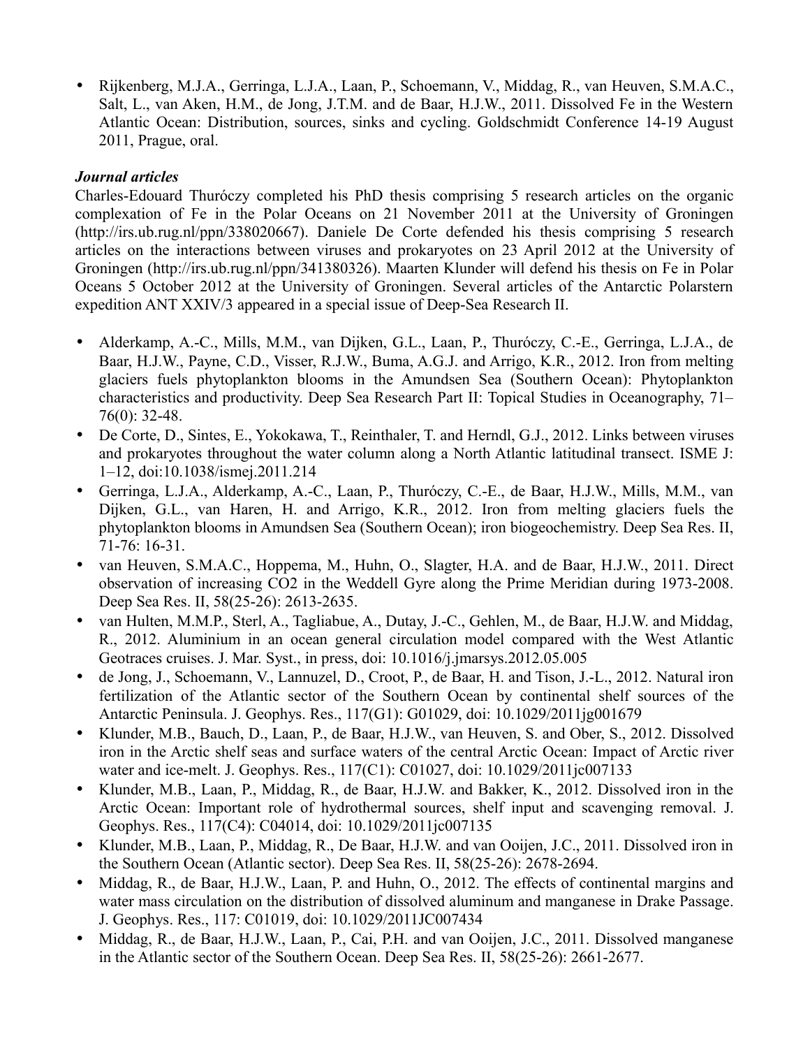- Rijkenberg, M.J.A., Gerringa, L.J.A., Laan, P., Schoemann, V., Middag, R., van Heuven, S.M.A.C., Salt, L., van Aken, H.M., de Jong, J.T.M. and de Baar, H.J.W., 2011. Dissolved Fe in the Western Atlantic Ocean: Distribution, sources, sinks and cycling. Goldschmidt Conference 14-19 August 2011, Prague, oral.

***Journal articles***

Charles-Edouard Thuróczy completed his PhD thesis comprising 5 research articles on the organic complexation of Fe in the Polar Oceans on 21 November 2011 at the University of Groningen (http://irs.ub.rug.nl/ppn/338020667). Daniele De Corte defended his thesis comprising 5 research articles on the interactions between viruses and prokaryotes on 23 April 2012 at the University of Groningen (http://irs.ub.rug.nl/ppn/341380326). Maarten Klunder will defend his thesis on Fe in Polar Oceans 5 October 2012 at the University of Groningen. Several articles of the Antarctic Polarstern expedition ANT XXIV/3 appeared in a special issue of Deep-Sea Research II.

- Alderkamp, A.-C., Mills, M.M., van Dijken, G.L., Laan, P., Thuróczy, C.-E., Gerringa, L.J.A., de Baar, H.J.W., Payne, C.D., Visser, R.J.W., Buma, A.G.J. and Arrigo, K.R., 2012. Iron from melting glaciers fuels phytoplankton blooms in the Amundsen Sea (Southern Ocean): Phytoplankton characteristics and productivity. Deep Sea Research Part II: Topical Studies in Oceanography, 71–76(0): 32-48.
- De Corte, D., Sintes, E., Yokokawa, T., Reinthaler, T. and Herndl, G.J., 2012. Links between viruses and prokaryotes throughout the water column along a North Atlantic latitudinal transect. ISME J: 1–12, doi:10.1038/ismej.2011.214
- Gerringa, L.J.A., Alderkamp, A.-C., Laan, P., Thuróczy, C.-E., de Baar, H.J.W., Mills, M.M., van Dijken, G.L., van Haren, H. and Arrigo, K.R., 2012. Iron from melting glaciers fuels the phytoplankton blooms in Amundsen Sea (Southern Ocean); iron biogeochemistry. Deep Sea Res. II, 71-76: 16-31.
- van Heuven, S.M.A.C., Hoppema, M., Huhn, O., Slagter, H.A. and de Baar, H.J.W., 2011. Direct observation of increasing CO2 in the Weddell Gyre along the Prime Meridian during 1973-2008. Deep Sea Res. II, 58(25-26): 2613-2635.
- van Hulten, M.M.P., Sterl, A., Tagliabue, A., Dutay, J.-C., Gehlen, M., de Baar, H.J.W. and Middag, R., 2012. Aluminium in an ocean general circulation model compared with the West Atlantic Geotraces cruises. J. Mar. Syst., in press, doi: 10.1016/j.jmarsys.2012.05.005
- de Jong, J., Schoemann, V., Lannuzel, D., Croot, P., de Baar, H. and Tison, J.-L., 2012. Natural iron fertilization of the Atlantic sector of the Southern Ocean by continental shelf sources of the Antarctic Peninsula. J. Geophys. Res., 117(G1): G01029, doi: 10.1029/2011jg001679
- Klunder, M.B., Bauch, D., Laan, P., de Baar, H.J.W., van Heuven, S. and Ober, S., 2012. Dissolved iron in the Arctic shelf seas and surface waters of the central Arctic Ocean: Impact of Arctic river water and ice-melt. J. Geophys. Res., 117(C1): C01027, doi: 10.1029/2011jc007133
- Klunder, M.B., Laan, P., Middag, R., de Baar, H.J.W. and Bakker, K., 2012. Dissolved iron in the Arctic Ocean: Important role of hydrothermal sources, shelf input and scavenging removal. J. Geophys. Res., 117(C4): C04014, doi: 10.1029/2011jc007135
- Klunder, M.B., Laan, P., Middag, R., De Baar, H.J.W. and van Ooijen, J.C., 2011. Dissolved iron in the Southern Ocean (Atlantic sector). Deep Sea Res. II, 58(25-26): 2678-2694.
- Middag, R., de Baar, H.J.W., Laan, P. and Huhn, O., 2012. The effects of continental margins and water mass circulation on the distribution of dissolved aluminum and manganese in Drake Passage. J. Geophys. Res., 117: C01019, doi: 10.1029/2011JC007434
- Middag, R., de Baar, H.J.W., Laan, P., Cai, P.H. and van Ooijen, J.C., 2011. Dissolved manganese in the Atlantic sector of the Southern Ocean. Deep Sea Res. II, 58(25-26): 2661-2677.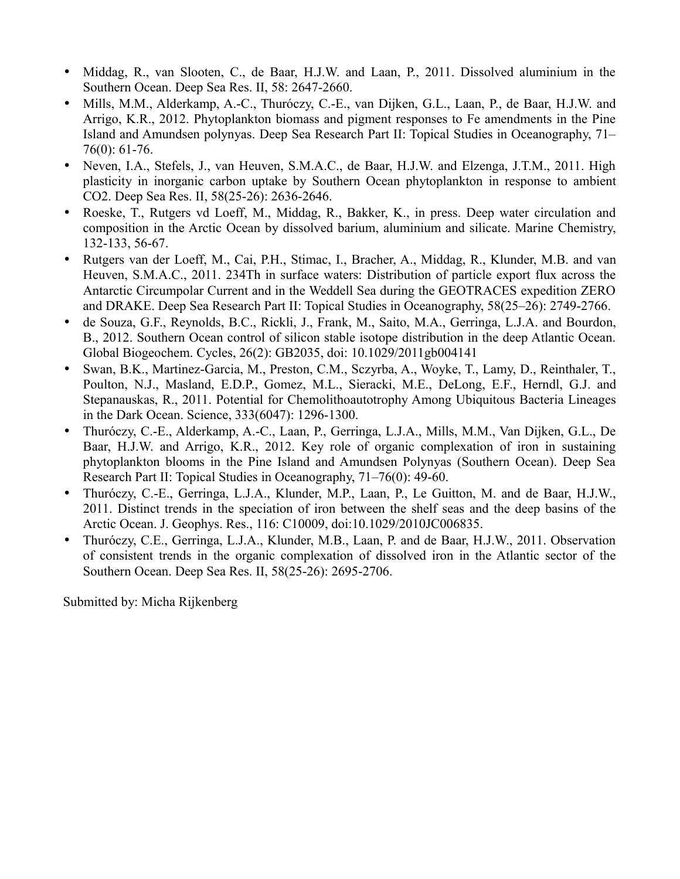- Middag, R., van Slooten, C., de Baar, H.J.W. and Laan, P., 2011. Dissolved aluminium in the Southern Ocean. Deep Sea Res. II, 58: 2647-2660.
- Mills, M.M., Alderkamp, A.-C., Thuróczy, C.-E., van Dijken, G.L., Laan, P., de Baar, H.J.W. and Arrigo, K.R., 2012. Phytoplankton biomass and pigment responses to Fe amendments in the Pine Island and Amundsen polynyas. Deep Sea Research Part II: Topical Studies in Oceanography, 71–76(0): 61-76.
- Neven, I.A., Stefels, J., van Heuven, S.M.A.C., de Baar, H.J.W. and Elzenga, J.T.M., 2011. High plasticity in inorganic carbon uptake by Southern Ocean phytoplankton in response to ambient CO2. Deep Sea Res. II, 58(25-26): 2636-2646.
- Roeske, T., Rutgers vd Loeff, M., Middag, R., Bakker, K., in press. Deep water circulation and composition in the Arctic Ocean by dissolved barium, aluminium and silicate. Marine Chemistry, 132-133, 56-67.
- Rutgers van der Loeff, M., Cai, P.H., Stimac, I., Bracher, A., Middag, R., Klunder, M.B. and van Heuven, S.M.A.C., 2011. 234Th in surface waters: Distribution of particle export flux across the Antarctic Circumpolar Current and in the Weddell Sea during the GEOTRACES expedition ZERO and DRAKE. Deep Sea Research Part II: Topical Studies in Oceanography, 58(25–26): 2749-2766.
- de Souza, G.F., Reynolds, B.C., Rickli, J., Frank, M., Saito, M.A., Gerringa, L.J.A. and Bourdon, B., 2012. Southern Ocean control of silicon stable isotope distribution in the deep Atlantic Ocean. Global Biogeochem. Cycles, 26(2): GB2035, doi: 10.1029/2011gb004141
- Swan, B.K., Martinez-Garcia, M., Preston, C.M., Sczyrba, A., Woyke, T., Lamy, D., Reinthaler, T., Poulton, N.J., Masland, E.D.P., Gomez, M.L., Sieracki, M.E., DeLong, E.F., Herndl, G.J. and Stepanauskas, R., 2011. Potential for Chemolithoautotrophy Among Ubiquitous Bacteria Lineages in the Dark Ocean. Science, 333(6047): 1296-1300.
- Thuróczy, C.-E., Alderkamp, A.-C., Laan, P., Gerringa, L.J.A., Mills, M.M., Van Dijken, G.L., De Baar, H.J.W. and Arrigo, K.R., 2012. Key role of organic complexation of iron in sustaining phytoplankton blooms in the Pine Island and Amundsen Polynyas (Southern Ocean). Deep Sea Research Part II: Topical Studies in Oceanography, 71–76(0): 49-60.
- Thuróczy, C.-E., Gerringa, L.J.A., Klunder, M.P., Laan, P., Le Guitton, M. and de Baar, H.J.W., 2011. Distinct trends in the speciation of iron between the shelf seas and the deep basins of the Arctic Ocean. J. Geophys. Res., 116: C10009, doi:10.1029/2010JC006835.
- Thuróczy, C.E., Gerringa, L.J.A., Klunder, M.B., Laan, P. and de Baar, H.J.W., 2011. Observation of consistent trends in the organic complexation of dissolved iron in the Atlantic sector of the Southern Ocean. Deep Sea Res. II, 58(25-26): 2695-2706.

Submitted by: Micha Rijkenberg